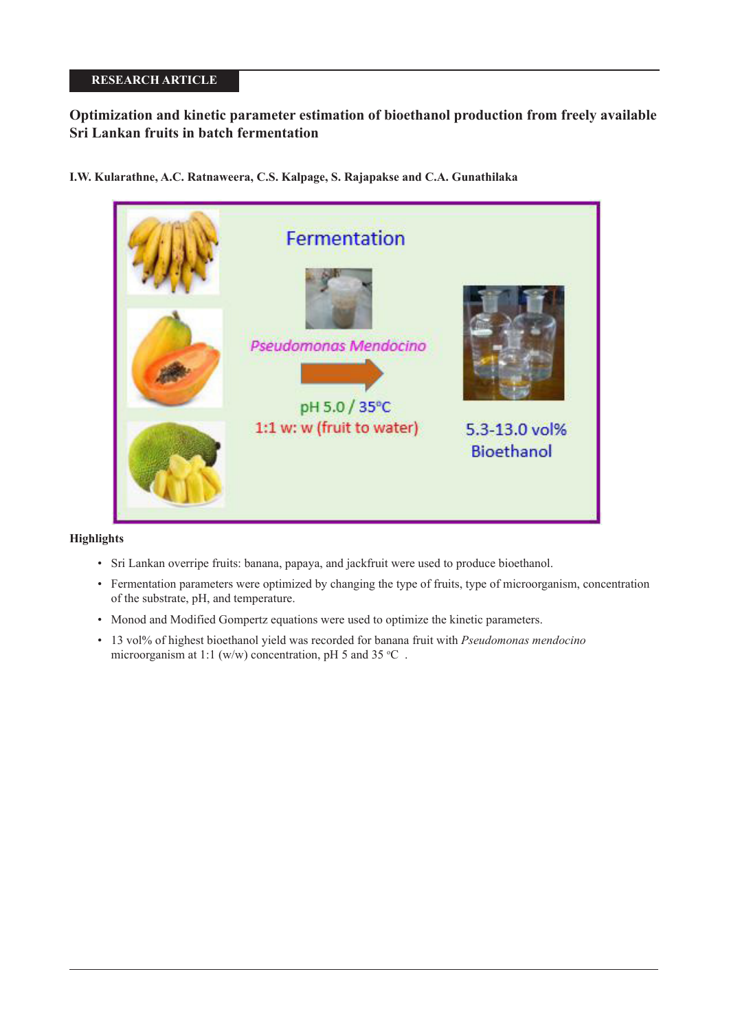RESEARCH ARTICLE

# Optimization and kinetic parameter estimation of bioethanol production from freely available Sri Lankan fruits in batch fermentation

**I.W. Kularathne, A.C. Ratnaweera, C.S. Kalpage, S. Rajapakse and C.A. Gunathilaka**

Fermentation

*Pseudomonas Mendocino*

pH 5.0 / 35°C

1:1 w: w (fruit to water)

5.3-13.0 vol% Bioethanol

### Highlights

- Sri Lankan overripe fruits: banana, papaya, and jackfruit were used to produce bioethanol.
- Fermentation parameters were optimized by changing the type of fruits, type of microorganism, concentration of the substrate, pH, and temperature.
- Monod and Modified Gompertz equations were used to optimize the kinetic parameters.
- 13 vol% of highest bioethanol yield was recorded for banana fruit with *Pseudomonas mendocino* microorganism at 1:1 (w/w) concentration, pH 5 and 35 °C .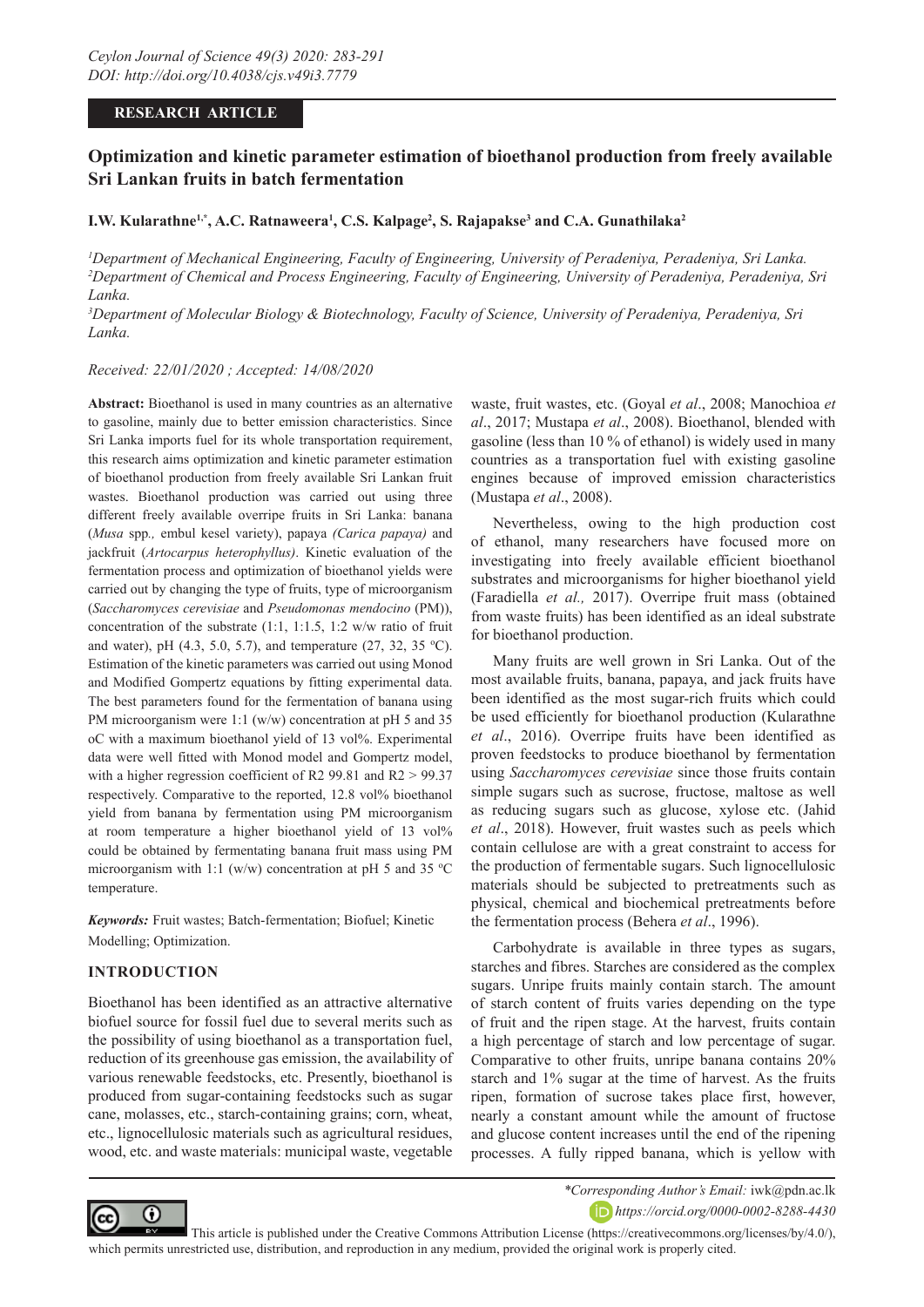*Ceylon Journal of Science 49(3) 2020: 283-291*
*DOI: http://doi.org/10.4038/cjs.v49i3.7779*

**RESEARCH ARTICLE**

# Optimization and kinetic parameter estimation of bioethanol production from freely available Sri Lankan fruits in batch fermentation

**I.W. Kularathne[1,*], A.C. Ratnaweera[1], C.S. Kalpage[2], S. Rajapakse[3] and C.A. Gunathilaka[2]**

[1]*Department of Mechanical Engineering, Faculty of Engineering, University of Peradeniya, Peradeniya, Sri Lanka.*
[2]*Department of Chemical and Process Engineering, Faculty of Engineering, University of Peradeniya, Peradeniya, Sri Lanka.*
[3]*Department of Molecular Biology & Biotechnology, Faculty of Science, University of Peradeniya, Peradeniya, Sri Lanka.*

*Received: 22/01/2020 ; Accepted: 14/08/2020*

**Abstract:** Bioethanol is used in many countries as an alternative to gasoline, mainly due to better emission characteristics. Since Sri Lanka imports fuel for its whole transportation requirement, this research aims optimization and kinetic parameter estimation of bioethanol production from freely available Sri Lankan fruit wastes. Bioethanol production was carried out using three different freely available overripe fruits in Sri Lanka: banana (*Musa* spp., embul kesel variety), papaya *(Carica papaya)* and jackfruit (*Artocarpus heterophyllus)*. Kinetic evaluation of the fermentation process and optimization of bioethanol yields were carried out by changing the type of fruits, type of microorganism (*Saccharomyces cerevisiae* and *Pseudomonas mendocino* (PM)), concentration of the substrate (1:1, 1:1.5, 1:2 w/w ratio of fruit and water), pH (4.3, 5.0, 5.7), and temperature (27, 32, 35 °C). Estimation of the kinetic parameters was carried out using Monod and Modified Gompertz equations by fitting experimental data. The best parameters found for the fermentation of banana using PM microorganism were 1:1 (w/w) concentration at pH 5 and 35 oC with a maximum bioethanol yield of 13 vol%. Experimental data were well fitted with Monod model and Gompertz model, with a higher regression coefficient of R2 99.81 and R2 > 99.37 respectively. Comparative to the reported, 12.8 vol% bioethanol yield from banana by fermentation using PM microorganism at room temperature a higher bioethanol yield of 13 vol% could be obtained by fermentating banana fruit mass using PM microorganism with 1:1 (w/w) concentration at pH 5 and 35 °C temperature.

***Keywords:*** Fruit wastes; Batch-fermentation; Biofuel; Kinetic Modelling; Optimization.

## INTRODUCTION

Bioethanol has been identified as an attractive alternative biofuel source for fossil fuel due to several merits such as the possibility of using bioethanol as a transportation fuel, reduction of its greenhouse gas emission, the availability of various renewable feedstocks, etc. Presently, bioethanol is produced from sugar-containing feedstocks such as sugar cane, molasses, etc., starch-containing grains; corn, wheat, etc., lignocellulosic materials such as agricultural residues, wood, etc. and waste materials: municipal waste, vegetable waste, fruit wastes, etc. (Goyal *et al*., 2008; Manochioa *et al*., 2017; Mustapa *et al*., 2008). Bioethanol, blended with gasoline (less than 10 % of ethanol) is widely used in many countries as a transportation fuel with existing gasoline engines because of improved emission characteristics (Mustapa *et al*., 2008).

Nevertheless, owing to the high production cost of ethanol, many researchers have focused more on investigating into freely available efficient bioethanol substrates and microorganisms for higher bioethanol yield (Faradiella *et al.,* 2017). Overripe fruit mass (obtained from waste fruits) has been identified as an ideal substrate for bioethanol production.

Many fruits are well grown in Sri Lanka. Out of the most available fruits, banana, papaya, and jack fruits have been identified as the most sugar-rich fruits which could be used efficiently for bioethanol production (Kularathne *et al*., 2016). Overripe fruits have been identified as proven feedstocks to produce bioethanol by fermentation using *Saccharomyces cerevisiae* since those fruits contain simple sugars such as sucrose, fructose, maltose as well as reducing sugars such as glucose, xylose etc. (Jahid *et al*., 2018). However, fruit wastes such as peels which contain cellulose are with a great constraint to access for the production of fermentable sugars. Such lignocellulosic materials should be subjected to pretreatments such as physical, chemical and biochemical pretreatments before the fermentation process (Behera *et al*., 1996).

Carbohydrate is available in three types as sugars, starches and fibres. Starches are considered as the complex sugars. Unripe fruits mainly contain starch. The amount of starch content of fruits varies depending on the type of fruit and the ripen stage. At the harvest, fruits contain a high percentage of starch and low percentage of sugar. Comparative to other fruits, unripe banana contains 20% starch and 1% sugar at the time of harvest. As the fruits ripen, formation of sucrose takes place first, however, nearly a constant amount while the amount of fructose and glucose content increases until the end of the ripening processes. A fully ripped banana, which is yellow with

*\*Corresponding Author's Email:* iwk@pdn.ac.lk
*https://orcid.org/0000-0002-8288-4430*

This article is published under the Creative Commons Attribution License (https://creativecommons.org/licenses/by/4.0/), which permits unrestricted use, distribution, and reproduction in any medium, provided the original work is properly cited.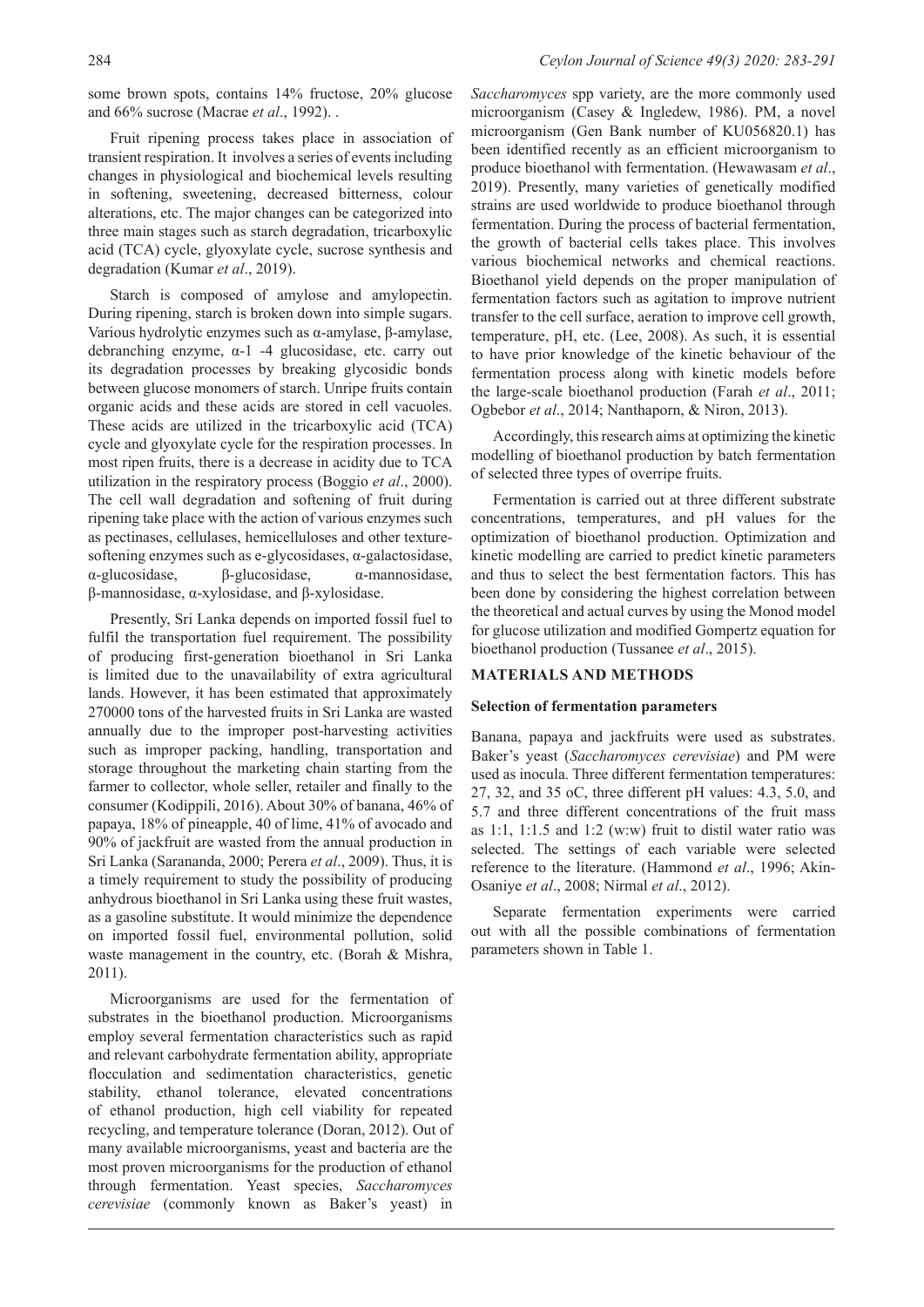some brown spots, contains 14% fructose, 20% glucose and 66% sucrose (Macrae *et al*., 1992). .

Fruit ripening process takes place in association of transient respiration. It involves a series of events including changes in physiological and biochemical levels resulting in softening, sweetening, decreased bitterness, colour alterations, etc. The major changes can be categorized into three main stages such as starch degradation, tricarboxylic acid (TCA) cycle, glyoxylate cycle, sucrose synthesis and degradation (Kumar *et al*., 2019).

Starch is composed of amylose and amylopectin. During ripening, starch is broken down into simple sugars. Various hydrolytic enzymes such as α-amylase, β-amylase, debranching enzyme, α-1 -4 glucosidase, etc. carry out its degradation processes by breaking glycosidic bonds between glucose monomers of starch. Unripe fruits contain organic acids and these acids are stored in cell vacuoles. These acids are utilized in the tricarboxylic acid (TCA) cycle and glyoxylate cycle for the respiration processes. In most ripen fruits, there is a decrease in acidity due to TCA utilization in the respiratory process (Boggio *et al*., 2000). The cell wall degradation and softening of fruit during ripening take place with the action of various enzymes such as pectinases, cellulases, hemicelluloses and other texture-softening enzymes such as e-glycosidases, α-galactosidase, α-glucosidase, β-glucosidase, α-mannosidase, β-mannosidase, α-xylosidase, and β-xylosidase.

Presently, Sri Lanka depends on imported fossil fuel to fulfil the transportation fuel requirement. The possibility of producing first-generation bioethanol in Sri Lanka is limited due to the unavailability of extra agricultural lands. However, it has been estimated that approximately 270000 tons of the harvested fruits in Sri Lanka are wasted annually due to the improper post-harvesting activities such as improper packing, handling, transportation and storage throughout the marketing chain starting from the farmer to collector, whole seller, retailer and finally to the consumer (Kodippili, 2016). About 30% of banana, 46% of papaya, 18% of pineapple, 40 of lime, 41% of avocado and 90% of jackfruit are wasted from the annual production in Sri Lanka (Sarananda, 2000; Perera *et al*., 2009). Thus, it is a timely requirement to study the possibility of producing anhydrous bioethanol in Sri Lanka using these fruit wastes, as a gasoline substitute. It would minimize the dependence on imported fossil fuel, environmental pollution, solid waste management in the country, etc. (Borah & Mishra, 2011).

Microorganisms are used for the fermentation of substrates in the bioethanol production. Microorganisms employ several fermentation characteristics such as rapid and relevant carbohydrate fermentation ability, appropriate flocculation and sedimentation characteristics, genetic stability, ethanol tolerance, elevated concentrations of ethanol production, high cell viability for repeated recycling, and temperature tolerance (Doran, 2012). Out of many available microorganisms, yeast and bacteria are the most proven microorganisms for the production of ethanol through fermentation. Yeast species, *Saccharomyces cerevisiae* (commonly known as Baker's yeast) in *Saccharomyces* spp variety, are the more commonly used microorganism (Casey & Ingledew, 1986). PM, a novel microorganism (Gen Bank number of KU056820.1) has been identified recently as an efficient microorganism to produce bioethanol with fermentation. (Hewawasam *et al*., 2019). Presently, many varieties of genetically modified strains are used worldwide to produce bioethanol through fermentation. During the process of bacterial fermentation, the growth of bacterial cells takes place. This involves various biochemical networks and chemical reactions. Bioethanol yield depends on the proper manipulation of fermentation factors such as agitation to improve nutrient transfer to the cell surface, aeration to improve cell growth, temperature, pH, etc. (Lee, 2008). As such, it is essential to have prior knowledge of the kinetic behaviour of the fermentation process along with kinetic models before the large-scale bioethanol production (Farah *et al*., 2011; Ogbebor *et al*., 2014; Nanthaporn, & Niron, 2013).

Accordingly, this research aims at optimizing the kinetic modelling of bioethanol production by batch fermentation of selected three types of overripe fruits.

Fermentation is carried out at three different substrate concentrations, temperatures, and pH values for the optimization of bioethanol production. Optimization and kinetic modelling are carried to predict kinetic parameters and thus to select the best fermentation factors. This has been done by considering the highest correlation between the theoretical and actual curves by using the Monod model for glucose utilization and modified Gompertz equation for bioethanol production (Tussanee *et al*., 2015).

## MATERIALS AND METHODS

### Selection of fermentation parameters

Banana, papaya and jackfruits were used as substrates. Baker's yeast (*Saccharomyces cerevisiae*) and PM were used as inocula. Three different fermentation temperatures: 27, 32, and 35 oC, three different pH values: 4.3, 5.0, and 5.7 and three different concentrations of the fruit mass as 1:1, 1:1.5 and 1:2 (w:w) fruit to distil water ratio was selected. The settings of each variable were selected reference to the literature. (Hammond *et al*., 1996; Akin-Osaniye *et al*., 2008; Nirmal *et al*., 2012).

Separate fermentation experiments were carried out with all the possible combinations of fermentation parameters shown in Table 1.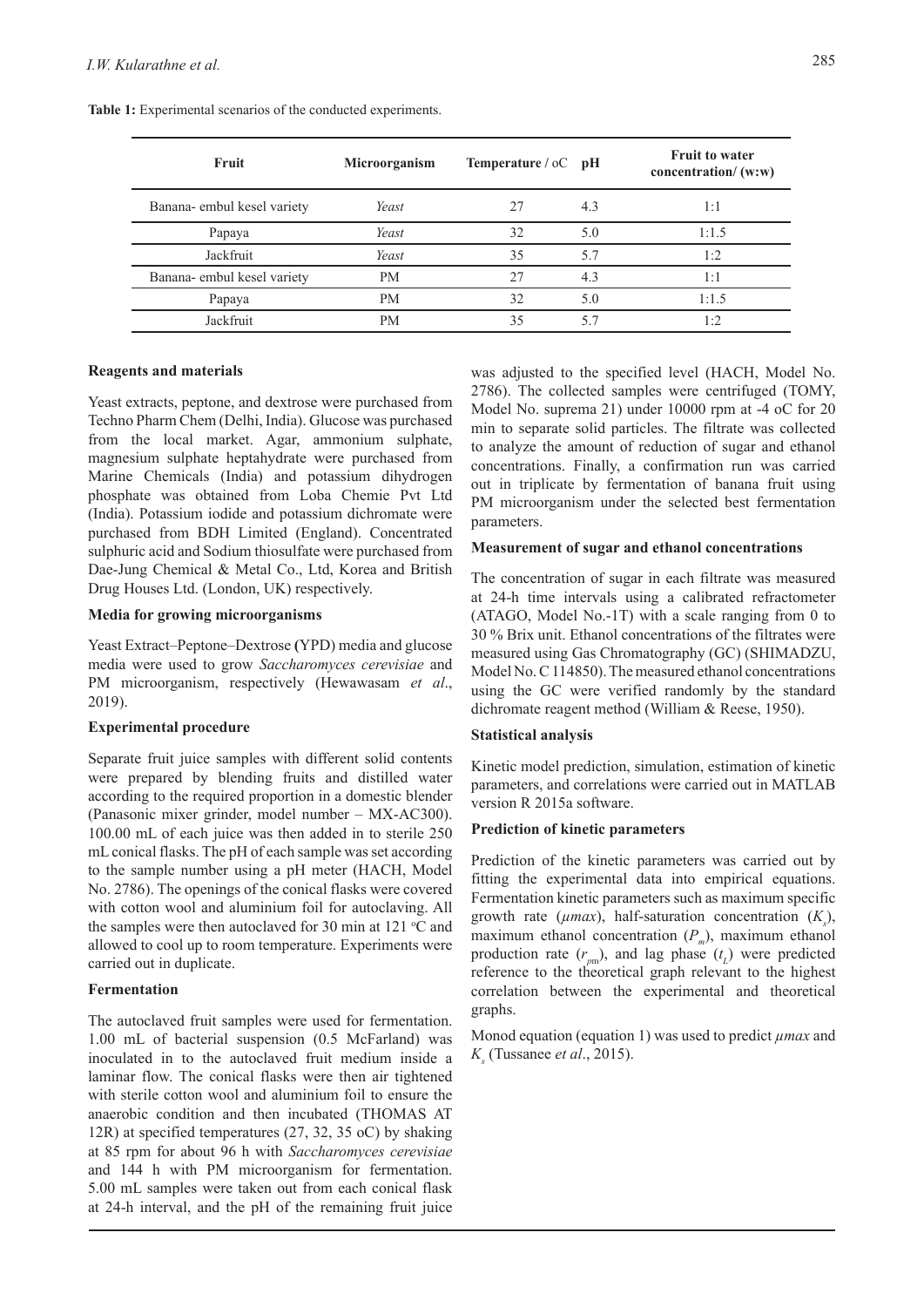**Table 1:** Experimental scenarios of the conducted experiments.

| Fruit | Microorganism | Temperature / oC | pH | Fruit to water concentration/ (w:w) |
|---|---|---|---|---|
| Banana- embul kesel variety | *Yeast* | 27 | 4.3 | 1:1 |
| Papaya | *Yeast* | 32 | 5.0 | 1:1.5 |
| Jackfruit | *Yeast* | 35 | 5.7 | 1:2 |
| Banana- embul kesel variety | PM | 27 | 4.3 | 1:1 |
| Papaya | PM | 32 | 5.0 | 1:1.5 |
| Jackfruit | PM | 35 | 5.7 | 1:2 |

**Reagents and materials**

Yeast extracts, peptone, and dextrose were purchased from Techno Pharm Chem (Delhi, India). Glucose was purchased from the local market. Agar, ammonium sulphate, magnesium sulphate heptahydrate were purchased from Marine Chemicals (India) and potassium dihydrogen phosphate was obtained from Loba Chemie Pvt Ltd (India). Potassium iodide and potassium dichromate were purchased from BDH Limited (England). Concentrated sulphuric acid and Sodium thiosulfate were purchased from Dae-Jung Chemical & Metal Co., Ltd, Korea and British Drug Houses Ltd. (London, UK) respectively.

**Media for growing microorganisms**

Yeast Extract–Peptone–Dextrose (YPD) media and glucose media were used to grow *Saccharomyces cerevisiae* and PM microorganism, respectively (Hewawasam *et al*., 2019).

**Experimental procedure**

Separate fruit juice samples with different solid contents were prepared by blending fruits and distilled water according to the required proportion in a domestic blender (Panasonic mixer grinder, model number – MX-AC300). 100.00 mL of each juice was then added in to sterile 250 mL conical flasks. The pH of each sample was set according to the sample number using a pH meter (HACH, Model No. 2786). The openings of the conical flasks were covered with cotton wool and aluminium foil for autoclaving. All the samples were then autoclaved for 30 min at 121 °C and allowed to cool up to room temperature. Experiments were carried out in duplicate.

**Fermentation**

The autoclaved fruit samples were used for fermentation. 1.00 mL of bacterial suspension (0.5 McFarland) was inoculated in to the autoclaved fruit medium inside a laminar flow. The conical flasks were then air tightened with sterile cotton wool and aluminium foil to ensure the anaerobic condition and then incubated (THOMAS AT 12R) at specified temperatures (27, 32, 35 oC) by shaking at 85 rpm for about 96 h with *Saccharomyces cerevisiae* and 144 h with PM microorganism for fermentation. 5.00 mL samples were taken out from each conical flask at 24-h interval, and the pH of the remaining fruit juice was adjusted to the specified level (HACH, Model No. 2786). The collected samples were centrifuged (TOMY, Model No. suprema 21) under 10000 rpm at -4 oC for 20 min to separate solid particles. The filtrate was collected to analyze the amount of reduction of sugar and ethanol concentrations. Finally, a confirmation run was carried out in triplicate by fermentation of banana fruit using PM microorganism under the selected best fermentation parameters.

**Measurement of sugar and ethanol concentrations**

The concentration of sugar in each filtrate was measured at 24-h time intervals using a calibrated refractometer (ATAGO, Model No.-1T) with a scale ranging from 0 to 30 % Brix unit. Ethanol concentrations of the filtrates were measured using Gas Chromatography (GC) (SHIMADZU, Model No. C 114850). The measured ethanol concentrations using the GC were verified randomly by the standard dichromate reagent method (William & Reese, 1950).

**Statistical analysis**

Kinetic model prediction, simulation, estimation of kinetic parameters, and correlations were carried out in MATLAB version R 2015a software.

**Prediction of kinetic parameters**

Prediction of the kinetic parameters was carried out by fitting the experimental data into empirical equations. Fermentation kinetic parameters such as maximum specific growth rate ($\mu max$), half-saturation concentration ($K_s$), maximum ethanol concentration ($P_m$), maximum ethanol production rate ($r_{pm}$), and lag phase ($t_L$) were predicted reference to the theoretical graph relevant to the highest correlation between the experimental and theoretical graphs.

Monod equation (equation 1) was used to predict $\mu max$ and $K_s$ (Tussanee *et al*., 2015).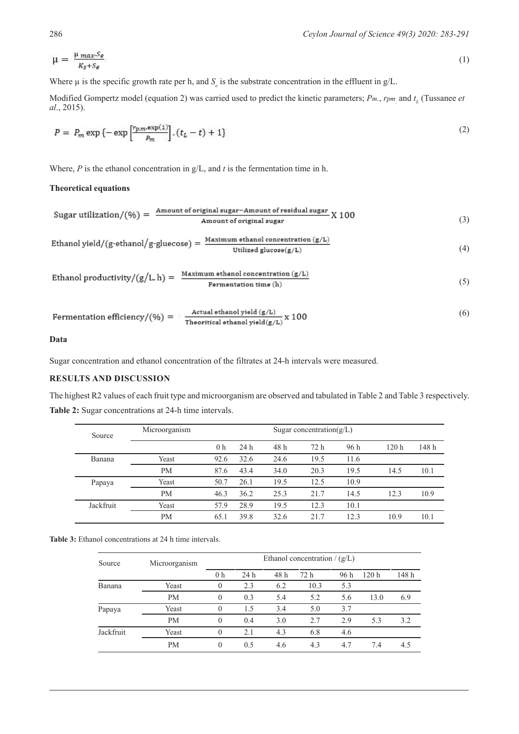$$\mu = \frac{\mu_{max} \cdot S_e}{K_S + S_e} \tag{1}$$

Where μ is the specific growth rate per h, and $S_e$ is the substrate concentration in the effluent in g/L.

Modified Gompertz model (equation 2) was carried used to predict the kinetic parameters; $P_m$., $r_{pm}$ and $t_L$ (Tussanee *et al*., 2015).

$$P = P_m \exp\left\{-\exp\left[\frac{r_{p.m} \cdot \exp(1)}{P_m}\right] \cdot (t_L - t) + 1\right\} \tag{2}$$

Where, *P* is the ethanol concentration in g/L, and *t* is the fermentation time in h.

**Theoretical equations**

$$\text{Sugar utilization}/(\%) = \frac{\text{Amount of original sugar} - \text{Amount of residual sugar}}{\text{Amount of original sugar}} \text{ X } 100 \tag{3}$$

$$\text{Ethanol yield}/(\text{g-ethanol}/\text{g-gluecose}) = \frac{\text{Maximum ethanol concentration (g/L)}}{\text{Utilized glucose(g/L)}} \tag{4}$$

$$\text{Ethanol productivity}/(\text{g/L.h}) = \frac{\text{Maximum ethanol concentration (g/L)}}{\text{Fermentation time (h)}} \tag{5}$$

$$\text{Fermentation efficiency}/(\%) = \frac{\text{Actual ethanol yield (g/L)}}{\text{Theoritical ethanol yield(g/L)}} \text{ x } 100 \tag{6}$$

**Data**

Sugar concentration and ethanol concentration of the filtrates at 24-h intervals were measured.

## RESULTS AND DISCUSSION

The highest R2 values of each fruit type and microorganism are observed and tabulated in Table 2 and Table 3 respectively.

**Table 2:** Sugar concentrations at 24-h time intervals.

| Source | Microorganism | Sugar concentration(g/L) | | | | | | |
|---|---|---|---|---|---|---|---|---|
| | | 0 h | 24 h | 48 h | 72 h | 96 h | 120 h | 148 h |
| Banana | Yeast | 92.6 | 32.6 | 24.6 | 19.5 | 11.6 | | |
| | PM | 87.6 | 43.4 | 34.0 | 20.3 | 19.5 | 14.5 | 10.1 |
| Papaya | Yeast | 50.7 | 26.1 | 19.5 | 12.5 | 10.9 | | |
| | PM | 46.3 | 36.2 | 25.3 | 21.7 | 14.5 | 12.3 | 10.9 |
| Jackfruit | Yeast | 57.9 | 28.9 | 19.5 | 12.3 | 10.1 | | |
| | PM | 65.1 | 39.8 | 32.6 | 21.7 | 12.3 | 10.9 | 10.1 |

**Table 3:** Ethanol concentrations at 24 h time intervals.

| Source | Microorganism | Ethanol concentration / (g/L) | | | | | | |
|---|---|---|---|---|---|---|---|---|
| | | 0 h | 24 h | 48 h | 72 h | 96 h | 120 h | 148 h |
| Banana | Yeast | 0 | 2.3 | 6.2 | 10.3 | 5.3 | | |
| | PM | 0 | 0.3 | 5.4 | 5.2 | 5.6 | 13.0 | 6.9 |
| Papaya | Yeast | 0 | 1.5 | 3.4 | 5.0 | 3.7 | | |
| | PM | 0 | 0.4 | 3.0 | 2.7 | 2.9 | 5.3 | 3.2 |
| Jackfruit | Yeast | 0 | 2.1 | 4.3 | 6.8 | 4.6 | | |
| | PM | 0 | 0.5 | 4.6 | 4.3 | 4.7 | 7.4 | 4.5 |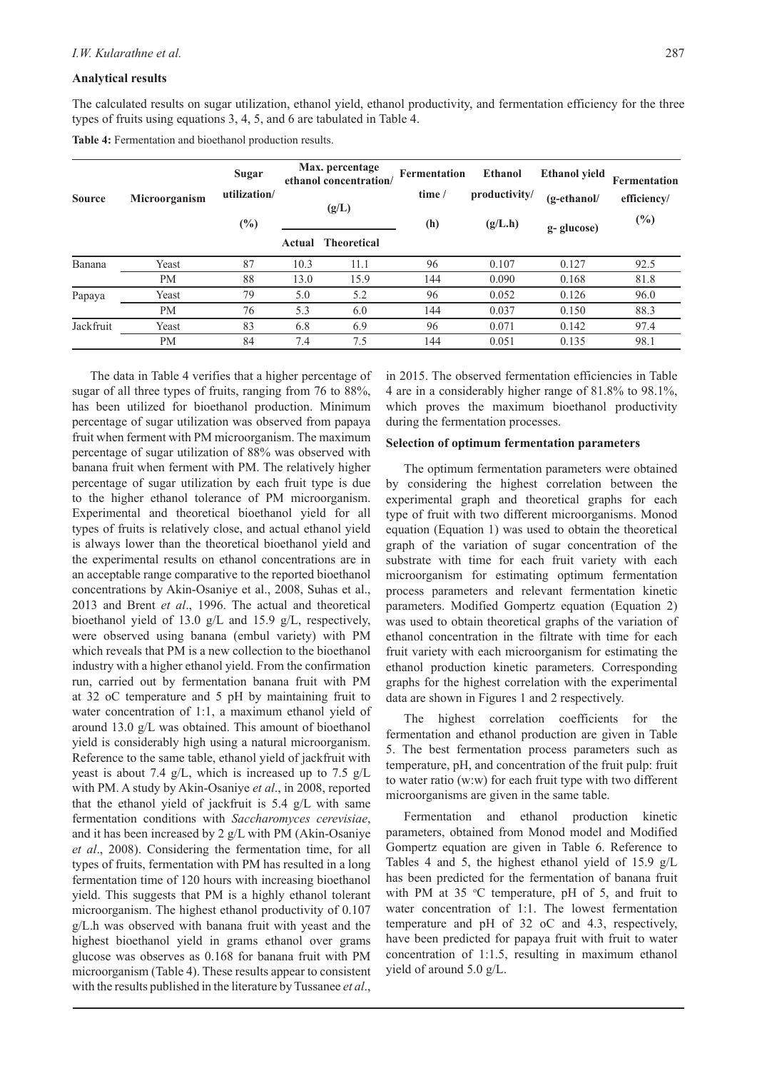### Analytical results

The calculated results on sugar utilization, ethanol yield, ethanol productivity, and fermentation efficiency for the three types of fruits using equations 3, 4, 5, and 6 are tabulated in Table 4.

**Table 4:** Fermentation and bioethanol production results.

| Source | Microorganism | Sugar utilization/ (%) | Max. percentage ethanol concentration/ (g/L) | | Fermentation time / (h) | Ethanol productivity/ (g/L.h) | Ethanol yield (g-ethanol/ g- glucose) | Fermentation efficiency/ (%) |
|---|---|---|---|---|---|---|---|---|
| | | | Actual | Theoretical | | | | |
| Banana | Yeast | 87 | 10.3 | 11.1 | 96 | 0.107 | 0.127 | 92.5 |
| | PM | 88 | 13.0 | 15.9 | 144 | 0.090 | 0.168 | 81.8 |
| Papaya | Yeast | 79 | 5.0 | 5.2 | 96 | 0.052 | 0.126 | 96.0 |
| | PM | 76 | 5.3 | 6.0 | 144 | 0.037 | 0.150 | 88.3 |
| Jackfruit | Yeast | 83 | 6.8 | 6.9 | 96 | 0.071 | 0.142 | 97.4 |
| | PM | 84 | 7.4 | 7.5 | 144 | 0.051 | 0.135 | 98.1 |

The data in Table 4 verifies that a higher percentage of sugar of all three types of fruits, ranging from 76 to 88%, has been utilized for bioethanol production. Minimum percentage of sugar utilization was observed from papaya fruit when ferment with PM microorganism. The maximum percentage of sugar utilization of 88% was observed with banana fruit when ferment with PM. The relatively higher percentage of sugar utilization by each fruit type is due to the higher ethanol tolerance of PM microorganism. Experimental and theoretical bioethanol yield for all types of fruits is relatively close, and actual ethanol yield is always lower than the theoretical bioethanol yield and the experimental results on ethanol concentrations are in an acceptable range comparative to the reported bioethanol concentrations by Akin-Osaniye et al., 2008, Suhas et al., 2013 and Brent *et al*., 1996. The actual and theoretical bioethanol yield of 13.0 g/L and 15.9 g/L, respectively, were observed using banana (embul variety) with PM which reveals that PM is a new collection to the bioethanol industry with a higher ethanol yield. From the confirmation run, carried out by fermentation banana fruit with PM at 32 oC temperature and 5 pH by maintaining fruit to water concentration of 1:1, a maximum ethanol yield of around 13.0 g/L was obtained. This amount of bioethanol yield is considerably high using a natural microorganism. Reference to the same table, ethanol yield of jackfruit with yeast is about 7.4 g/L, which is increased up to 7.5 g/L with PM. A study by Akin-Osaniye *et al*., in 2008, reported that the ethanol yield of jackfruit is 5.4 g/L with same fermentation conditions with *Saccharomyces cerevisiae*, and it has been increased by 2 g/L with PM (Akin-Osaniye *et al*., 2008). Considering the fermentation time, for all types of fruits, fermentation with PM has resulted in a long fermentation time of 120 hours with increasing bioethanol yield. This suggests that PM is a highly ethanol tolerant microorganism. The highest ethanol productivity of 0.107 g/L.h was observed with banana fruit with yeast and the highest bioethanol yield in grams ethanol over grams glucose was observes as 0.168 for banana fruit with PM microorganism (Table 4). These results appear to consistent with the results published in the literature by Tussanee *et al*., in 2015. The observed fermentation efficiencies in Table 4 are in a considerably higher range of 81.8% to 98.1%, which proves the maximum bioethanol productivity during the fermentation processes.

### Selection of optimum fermentation parameters

The optimum fermentation parameters were obtained by considering the highest correlation between the experimental graph and theoretical graphs for each type of fruit with two different microorganisms. Monod equation (Equation 1) was used to obtain the theoretical graph of the variation of sugar concentration of the substrate with time for each fruit variety with each microorganism for estimating optimum fermentation process parameters and relevant fermentation kinetic parameters. Modified Gompertz equation (Equation 2) was used to obtain theoretical graphs of the variation of ethanol concentration in the filtrate with time for each fruit variety with each microorganism for estimating the ethanol production kinetic parameters. Corresponding graphs for the highest correlation with the experimental data are shown in Figures 1 and 2 respectively.

The highest correlation coefficients for the fermentation and ethanol production are given in Table 5. The best fermentation process parameters such as temperature, pH, and concentration of the fruit pulp: fruit to water ratio (w:w) for each fruit type with two different microorganisms are given in the same table.

Fermentation and ethanol production kinetic parameters, obtained from Monod model and Modified Gompertz equation are given in Table 6. Reference to Tables 4 and 5, the highest ethanol yield of 15.9 g/L has been predicted for the fermentation of banana fruit with PM at 35 $^{o}$C temperature, pH of 5, and fruit to water concentration of 1:1. The lowest fermentation temperature and pH of 32 oC and 4.3, respectively, have been predicted for papaya fruit with fruit to water concentration of 1:1.5, resulting in maximum ethanol yield of around 5.0 g/L.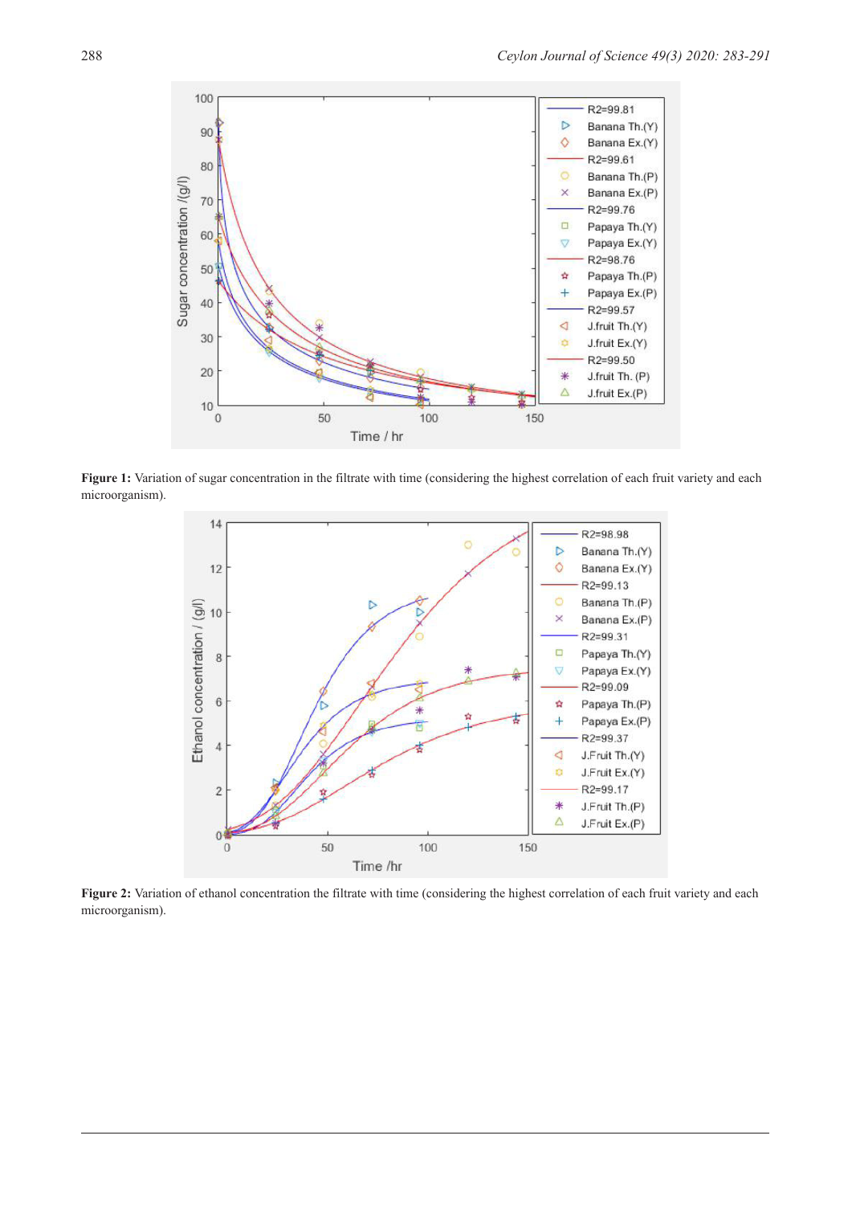**Figure 1:** Variation of sugar concentration in the filtrate with time (considering the highest correlation of each fruit variety and each microorganism).

**Figure 2:** Variation of ethanol concentration the filtrate with time (considering the highest correlation of each fruit variety and each microorganism).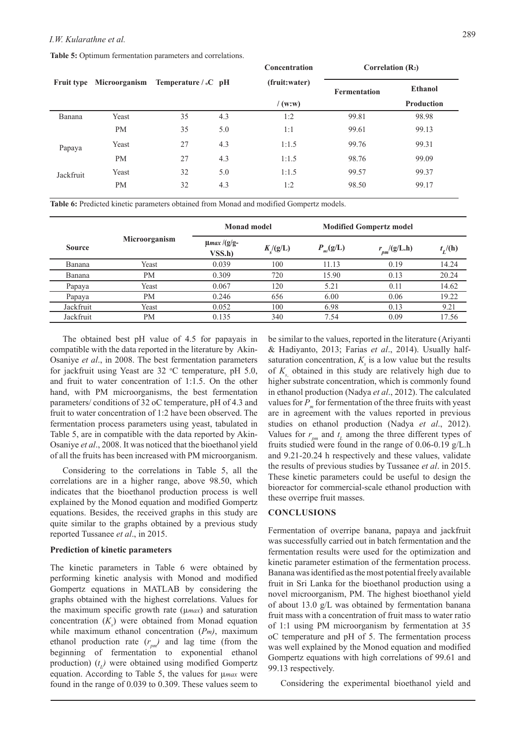**Table 5:** Optimum fermentation parameters and correlations.

| Fruit type | Microorganism | Temperature / °C | pH | Concentration (fruit:water) / (w:w) | Correlation ($R_2$) | |
|---|---|---|---|---|---|---|
| | | | | | Fermentation | Ethanol Production |
| Banana | Yeast | 35 | 4.3 | 1:2 | 99.81 | 98.98 |
| | PM | 35 | 5.0 | 1:1 | 99.61 | 99.13 |
| Papaya | Yeast | 27 | 4.3 | 1:1.5 | 99.76 | 99.31 |
| | PM | 27 | 4.3 | 1:1.5 | 98.76 | 99.09 |
| Jackfruit | Yeast | 32 | 5.0 | 1:1.5 | 99.57 | 99.37 |
| | PM | 32 | 4.3 | 1:2 | 98.50 | 99.17 |

**Table 6:** Predicted kinetic parameters obtained from Monad and modified Gompertz models.

| Source | Microorganism | Monad model | | Modified Gompertz model | | |
|---|---|---|---|---|---|---|
| | | $\mu max$ /(g/g-VSS.h) | $K_s$/(g/L) | $P_m$/(g/L) | $r_{pm}$/(g/L.h) | $t_L$/(h) |
| Banana | Yeast | 0.039 | 100 | 11.13 | 0.19 | 14.24 |
| Banana | PM | 0.309 | 720 | 15.90 | 0.13 | 20.24 |
| Papaya | Yeast | 0.067 | 120 | 5.21 | 0.11 | 14.62 |
| Papaya | PM | 0.246 | 656 | 6.00 | 0.06 | 19.22 |
| Jackfruit | Yeast | 0.052 | 100 | 6.98 | 0.13 | 9.21 |
| Jackfruit | PM | 0.135 | 340 | 7.54 | 0.09 | 17.56 |

The obtained best pH value of 4.5 for papayais in compatible with the data reported in the literature by Akin-Osaniye *et al*., in 2008. The best fermentation parameters for jackfruit using Yeast are 32 °C temperature, pH 5.0, and fruit to water concentration of 1:1.5. On the other hand, with PM microorganisms, the best fermentation parameters/ conditions of 32 oC temperature, pH of 4.3 and fruit to water concentration of 1:2 have been observed. The fermentation process parameters using yeast, tabulated in Table 5, are in compatible with the data reported by Akin-Osaniye *et al*., 2008. It was noticed that the bioethanol yield of all the fruits has been increased with PM microorganism.

Considering to the correlations in Table 5, all the correlations are in a higher range, above 98.50, which indicates that the bioethanol production process is well explained by the Monod equation and modified Gompertz equations. Besides, the received graphs in this study are quite similar to the graphs obtained by a previous study reported Tussanee *et al*., in 2015.

### Prediction of kinetic parameters

The kinetic parameters in Table 6 were obtained by performing kinetic analysis with Monod and modified Gompertz equations in MATLAB by considering the graphs obtained with the highest correlations. Values for the maximum specific growth rate ($\mu max$) and saturation concentration ($K_s$) were obtained from Monad equation while maximum ethanol concentration ($Pm$), maximum ethanol production rate ($r_{pm}$) and lag time (from the beginning of fermentation to exponential ethanol production) ($t_L$) were obtained using modified Gompertz equation. According to Table 5, the values for $\mu max$ were found in the range of 0.039 to 0.309. These values seem to be similar to the values, reported in the literature (Ariyanti & Hadiyanto, 2013; Farias *et al*., 2014). Usually half-saturation concentration, $K_s$ is a low value but the results of $K_s$ obtained in this study are relatively high due to higher substrate concentration, which is commonly found in ethanol production (Nadya *et al*., 2012). The calculated values for $P_m$ for fermentation of the three fruits with yeast are in agreement with the values reported in previous studies on ethanol production (Nadya *et al*., 2012). Values for $r_{pm}$ and $t_L$ among the three different types of fruits studied were found in the range of 0.06-0.19 g/L.h and 9.21-20.24 h respectively and these values, validate the results of previous studies by Tussanee *et al*. in 2015. These kinetic parameters could be useful to design the bioreactor for commercial-scale ethanol production with these overripe fruit masses.

## CONCLUSIONS

Fermentation of overripe banana, papaya and jackfruit was successfully carried out in batch fermentation and the fermentation results were used for the optimization and kinetic parameter estimation of the fermentation process. Banana was identified as the most potential freely available fruit in Sri Lanka for the bioethanol production using a novel microorganism, PM. The highest bioethanol yield of about 13.0 g/L was obtained by fermentation banana fruit mass with a concentration of fruit mass to water ratio of 1:1 using PM microorganism by fermentation at 35 oC temperature and pH of 5. The fermentation process was well explained by the Monod equation and modified Gompertz equations with high correlations of 99.61 and 99.13 respectively.

Considering the experimental bioethanol yield and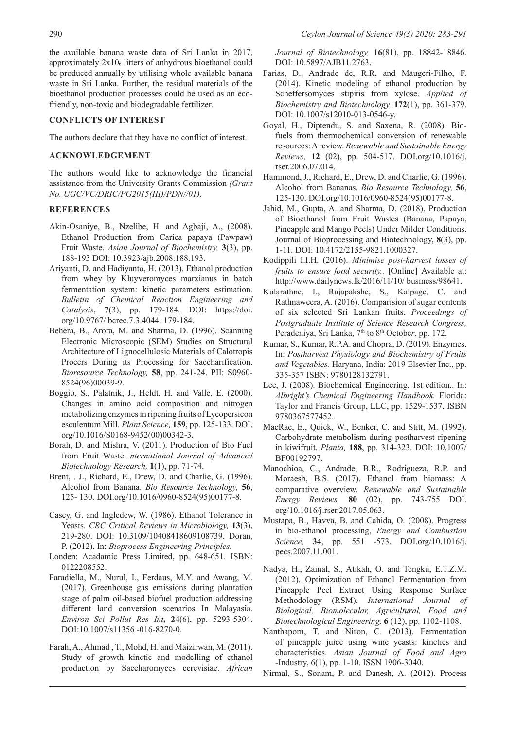the available banana waste data of Sri Lanka in 2017, approximately $2x10_6$ litters of anhydrous bioethanol could be produced annually by utilising whole available banana waste in Sri Lanka. Further, the residual materials of the bioethanol production processes could be used as an eco-friendly, non-toxic and biodegradable fertilizer.

## CONFLICTS OF INTEREST

The authors declare that they have no conflict of interest.

## ACKNOWLEDGEMENT

The authors would like to acknowledge the financial assistance from the University Grants Commission *(Grant No. UGC/VC/DRIC/PG2015(III)/PDN//01).*

## REFERENCES

Akin-Osaniye, B., Nzelibe, H. and Agbaji, A., (2008). Ethanol Production from Carica papaya (Pawpaw) Fruit Waste. *Asian Journal of Biochemistry,* **3**(3), pp. 188-193 DOI: 10.3923/ajb.2008.188.193.

Ariyanti, D. and Hadiyanto, H. (2013). Ethanol production from whey by Kluyveromyces marxianus in batch fermentation system: kinetic parameters estimation. *Bulletin of Chemical Reaction Engineering and Catalysis*, **7**(3), pp. 179-184. DOI: https://doi.org/10.9767/ bcrec.7.3.4044. 179-184.

Behera, B., Arora, M. and Sharma, D. (1996). Scanning Electronic Microscopic (SEM) Studies on Structural Architecture of Lignocellulosic Materials of Calotropis Procers During its Processing for Saccharification. *Bioresource Technology,* **58**, pp. 241-24. PII: S0960-8524(96)00039-9.

Boggio, S., Palatnik, J., Heldt, H. and Valle, E. (2000). Changes in amino acid composition and nitrogen metabolizing enzymes in ripening fruits of Lycopersicon esculentum Mill. *Plant Science,* **159**, pp. 125-133. DOI. org/10.1016/S0168-9452(00)00342-3.

Borah, D. and Mishra, V. (2011). Production of Bio Fuel from Fruit Waste. *nternational Journal of Advanced Biotechnology Research,* **1**(1), pp. 71-74.

Brent, . J., Richard, E., Drew, D. and Charlie, G. (1996). Alcohol from Banana. *Bio Resource Technology,* **56**, 125- 130. DOI.org/10.1016/0960-8524(95)00177-8.

Casey, G. and Ingledew, W. (1986). Ethanol Tolerance in Yeasts. *CRC Critical Reviews in Microbiology,* **13**(3), 219-280. DOI: 10.3109/10408418609108739. Doran, P. (2012). In: *Bioprocess Engineering Principles.*

Londen: Acadamic Press Limited, pp. 648-651. ISBN: 0122208552.

Faradiella, M., Nurul, I., Ferdaus, M.Y. and Awang, M. (2017). Greenhouse gas emissions during plantation stage of palm oil-based biofuel production addressing different land conversion scenarios In Malayasia. *Environ Sci Pollut Res Int***,** **24**(6), pp. 5293-5304. DOI:10.1007/s11356 -016-8270-0.

Farah, A., Ahmad , T., Mohd, H. and Maizirwan, M. (2011). Study of growth kinetic and modelling of ethanol production by Saccharomyces cerevisiae. *African Journal of Biotechnology,* **16**(81), pp. 18842-18846. DOI: 10.5897/AJB11.2763.

Farias, D., Andrade de, R.R. and Maugeri-Filho, F. (2014). Kinetic modeling of ethanol production by Scheffersomyces stipitis from xylose. *Applied of Biochemistry and Biotechnology,* **172**(1), pp. 361-379. DOI: 10.1007/s12010-013-0546-y.

Goyal, H., Diptendu, S. and Saxena, R. (2008). Bio-fuels from thermochemical conversion of renewable resources: A review. *Renewable and Sustainable Energy Reviews,* **12** (02), pp. 504-517. DOI.org/10.1016/j.rser.2006.07.014.

Hammond, J., Richard, E., Drew, D. and Charlie, G. (1996). Alcohol from Bananas. *Bio Resource Technology,* **56**, 125-130. DOI.org/10.1016/0960-8524(95)00177-8.

Jahid, M., Gupta, A. and Sharma, D. (2018). Production of Bioethanol from Fruit Wastes (Banana, Papaya, Pineapple and Mango Peels) Under Milder Conditions. Journal of Bioprocessing and Biotechnology, **8**(3), pp. 1-11. DOI: 10.4172/2155-9821.1000327.

Kodippili I.I.H. (2016). *Minimise post-harvest losses of fruits to ensure food security,.* [Online] Available at: http://www.dailynews.lk/2016/11/10/ business/98641.

Kularathne, I., Rajapakshe, S., Kalpage, C. and Rathnaweera, A. (2016). Comparision of sugar contents of six selected Sri Lankan fruits. *Proceedings of Postgraduate Institute of Science Research Congress,* Peradeniya, Sri Lanka, 7th to 8th October, pp. 172.

Kumar, S., Kumar, R.P.A. and Chopra, D. (2019). Enzymes. In: *Postharvest Physiology and Biochemistry of Fruits and Vegetables.* Haryana, India: 2019 Elsevier Inc., pp. 335-357 ISBN: 9780128132791.

Lee, J. (2008). Biochemical Engineering. 1st edition.. In: *Albright's Chemical Engineering Handbook.* Florida: Taylor and Francis Group, LLC, pp. 1529-1537. ISBN 9780367577452.

MacRae, E., Quick, W., Benker, C. and Stitt, M. (1992). Carbohydrate metabolism during postharvest ripening in kiwifruit. *Planta,* **188**, pp. 314-323. DOI: 10.1007/BF00192797.

Manochioa, C., Andrade, B.R., Rodrigueza, R.P. and Moraesb, B.S. (2017). Ethanol from biomass: A comparative overview. *Renewable and Sustainable Energy Reviews,* **80** (02), pp. 743-755 DOI. org/10.1016/j.rser.2017.05.063.

Mustapa, B., Havva, B. and Cahida, O. (2008). Progress in bio-ethanol processing, *Energy and Combustion Science,* **34**, pp. 551 -573. DOI.org/10.1016/j.pecs.2007.11.001.

Nadya, H., Zainal, S., Atikah, O. and Tengku, E.T.Z.M. (2012). Optimization of Ethanol Fermentation from Pineapple Peel Extract Using Response Surface Methodology (RSM). *International Journal of Biological, Biomolecular, Agricultural, Food and Biotechnological Engineering,* **6** (12), pp. 1102-1108.

Nanthaporn, T. and Niron, C. (2013). Fermentation of pineapple juice using wine yeasts: kinetics and characteristics. *Asian Journal of Food and Agro* -Industry, 6(1), pp. 1-10. ISSN 1906-3040.

Nirmal, S., Sonam, P. and Danesh, A. (2012). Process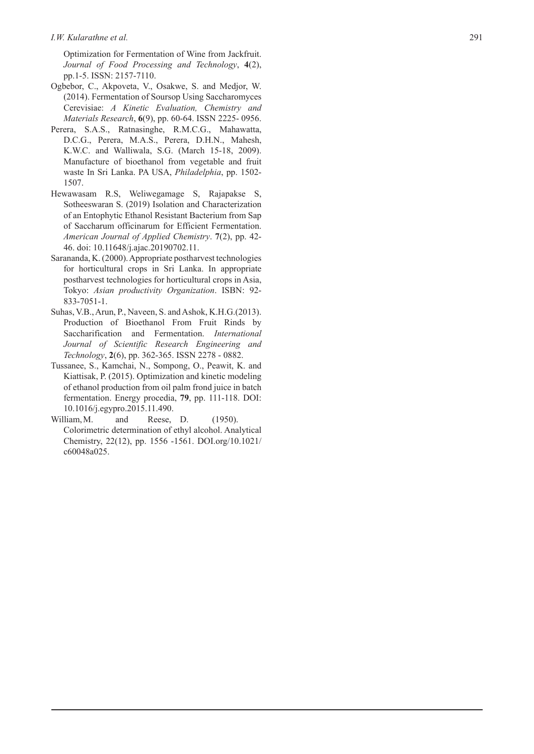Optimization for Fermentation of Wine from Jackfruit. *Journal of Food Processing and Technology*, **4**(2), pp.1-5. ISSN: 2157-7110.

Ogbebor, C., Akpoveta, V., Osakwe, S. and Medjor, W. (2014). Fermentation of Soursop Using Saccharomyces Cerevisiae: *A Kinetic Evaluation, Chemistry and Materials Research*, **6**(9), pp. 60-64. ISSN 2225- 0956.

Perera, S.A.S., Ratnasinghe, R.M.C.G., Mahawatta, D.C.G., Perera, M.A.S., Perera, D.H.N., Mahesh, K.W.C. and Walliwala, S.G. (March 15-18, 2009). Manufacture of bioethanol from vegetable and fruit waste In Sri Lanka. PA USA, *Philadelphia*, pp. 1502-1507.

Hewawasam R.S, Weliwegamage S, Rajapakse S, Sotheeswaran S. (2019) Isolation and Characterization of an Entophytic Ethanol Resistant Bacterium from Sap of Saccharum officinarum for Efficient Fermentation. *American Journal of Applied Chemistry*. **7**(2), pp. 42-46. doi: 10.11648/j.ajac.20190702.11.

Sarananda, K. (2000). Appropriate postharvest technologies for horticultural crops in Sri Lanka. In appropriate postharvest technologies for horticultural crops in Asia, Tokyo: *Asian productivity Organization*. ISBN: 92-833-7051-1.

Suhas, V.B., Arun, P., Naveen, S. and Ashok, K.H.G.(2013). Production of Bioethanol From Fruit Rinds by Saccharification and Fermentation. *International Journal of Scientific Research Engineering and Technology*, **2**(6), pp. 362-365. ISSN 2278 - 0882.

Tussanee, S., Kamchai, N., Sompong, O., Peawit, K. and Kiattisak, P. (2015). Optimization and kinetic modeling of ethanol production from oil palm frond juice in batch fermentation. Energy procedia, **79**, pp. 111-118. DOI: 10.1016/j.egypro.2015.11.490.

William, M. and Reese, D. (1950). Colorimetric determination of ethyl alcohol. Analytical Chemistry, 22(12), pp. 1556 -1561. DOI.org/10.1021/c60048a025.